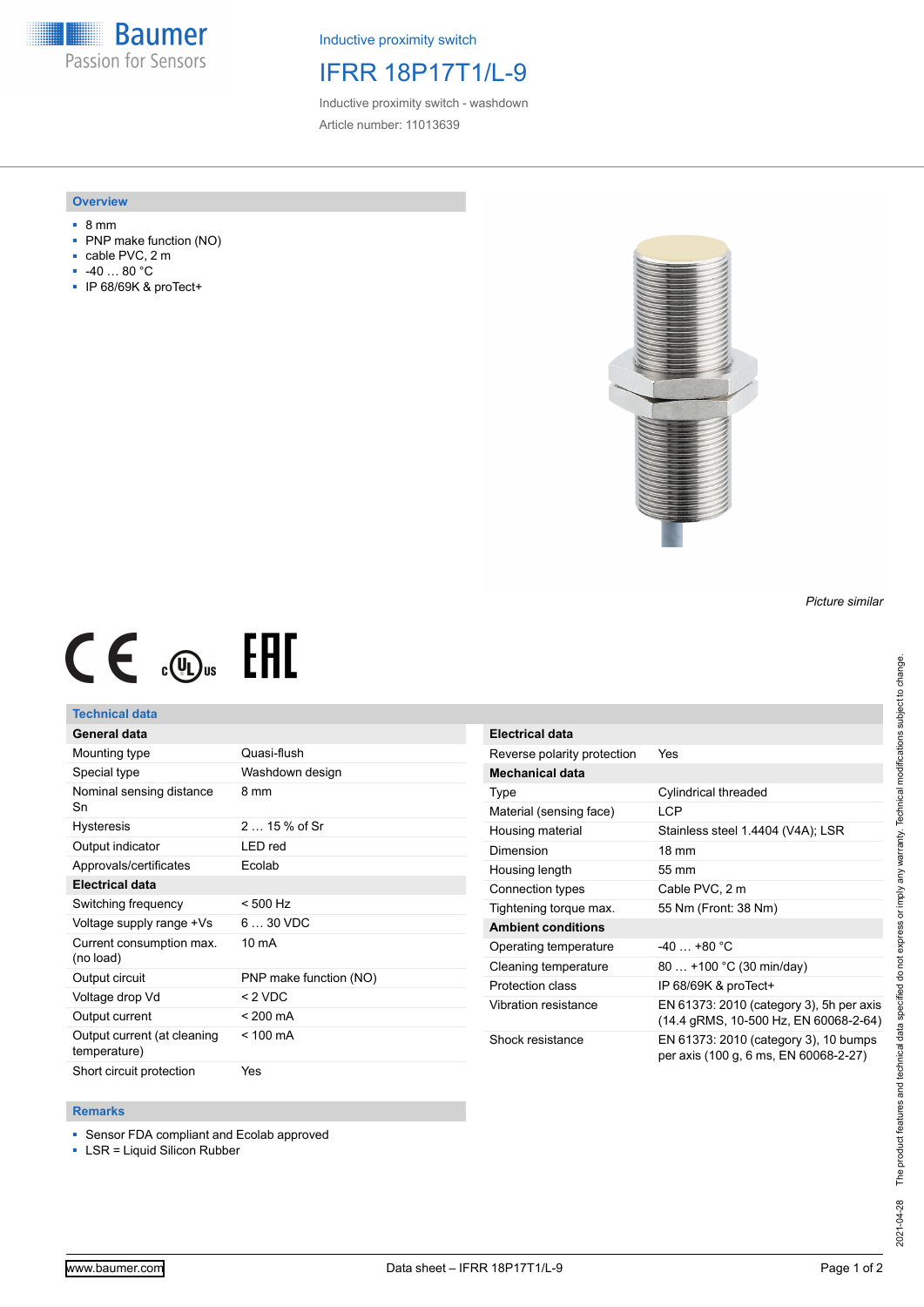Baumer
Passion for Sensors

Inductive proximity switch

# IFRR 18P17T1/L-9

Inductive proximity switch - washdown

Article number: 11013639

## Overview

- 8 mm
- PNP make function (NO)
- cable PVC, 2 m
- -40 … 80 °C
- IP 68/69K & proTect+

*Picture similar*

## Technical data

| General data | |
|---|---|
| Mounting type | Quasi-flush |
| Special type | Washdown design |
| Nominal sensing distance Sn | 8 mm |
| Hysteresis | 2 … 15 % of Sr |
| Output indicator | LED red |
| Approvals/certificates | Ecolab |
| **Electrical data** | |
| Switching frequency | < 500 Hz |
| Voltage supply range +Vs | 6 … 30 VDC |
| Current consumption max. (no load) | 10 mA |
| Output circuit | PNP make function (NO) |
| Voltage drop Vd | < 2 VDC |
| Output current | < 200 mA |
| Output current (at cleaning temperature) | < 100 mA |
| Short circuit protection | Yes |

| Electrical data | |
|---|---|
| Reverse polarity protection | Yes |
| **Mechanical data** | |
| Type | Cylindrical threaded |
| Material (sensing face) | LCP |
| Housing material | Stainless steel 1.4404 (V4A); LSR |
| Dimension | 18 mm |
| Housing length | 55 mm |
| Connection types | Cable PVC, 2 m |
| Tightening torque max. | 55 Nm (Front: 38 Nm) |
| **Ambient conditions** | |
| Operating temperature | -40 … +80 °C |
| Cleaning temperature | 80 … +100 °C (30 min/day) |
| Protection class | IP 68/69K & proTect+ |
| Vibration resistance | EN 61373: 2010 (category 3), 5h per axis (14.4 gRMS, 10-500 Hz, EN 60068-2-64) |
| Shock resistance | EN 61373: 2010 (category 3), 10 bumps per axis (100 g, 6 ms, EN 60068-2-27) |

## Remarks

- Sensor FDA compliant and Ecolab approved
- LSR = Liquid Silicon Rubber

2021-04-28 The product features and technical data specified do not express or imply any warranty. Technical modifications subject to change.

www.baumer.com Data sheet – IFRR 18P17T1/L-9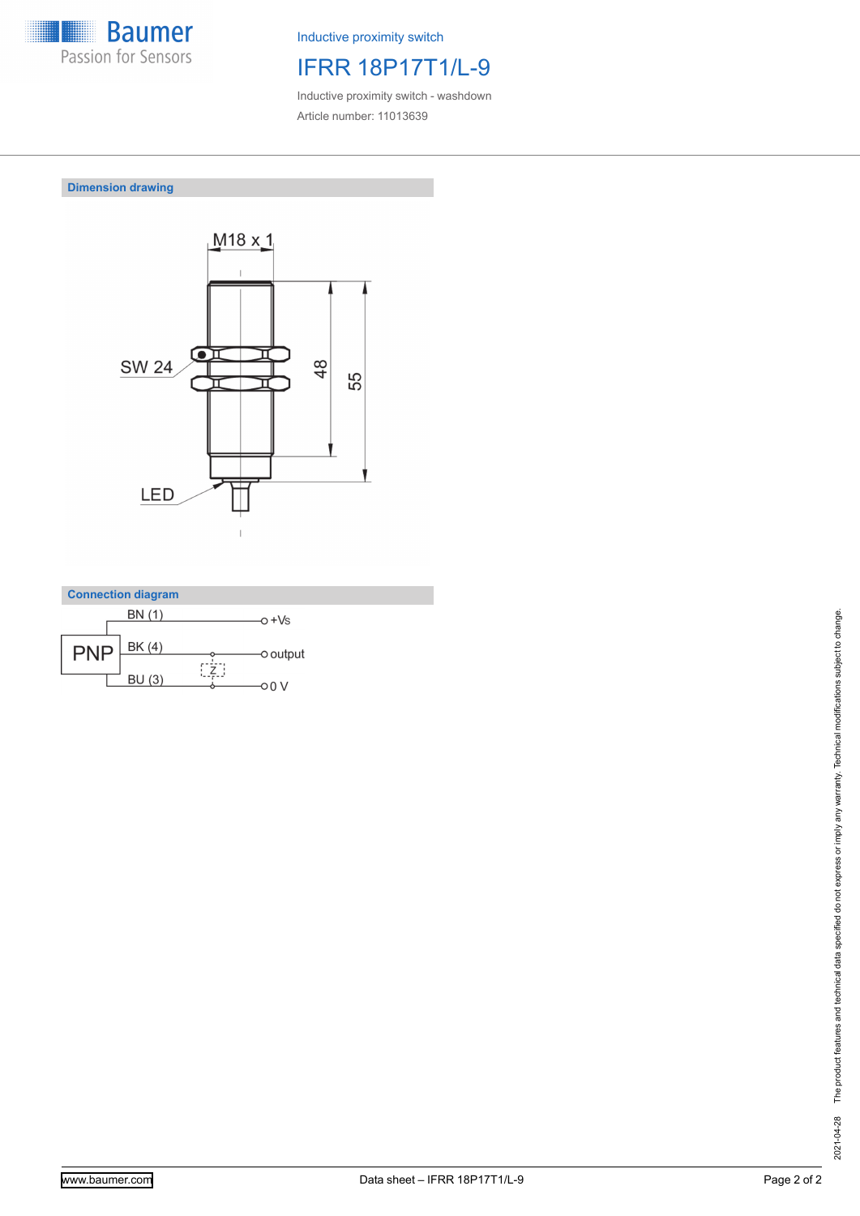Inductive proximity switch

# IFRR 18P17T1/L-9

Inductive proximity switch - washdown

Article number: 11013639

## Dimension drawing

M18 x 1

SW 24

48

55

LED

## Connection diagram

PNP

BN (1)

+Vs

BK (4)

output

Z

BU (3)

0 V

2021-04-28 The product features and technical data specified do not express or imply any warranty. Technical modifications subject to change.